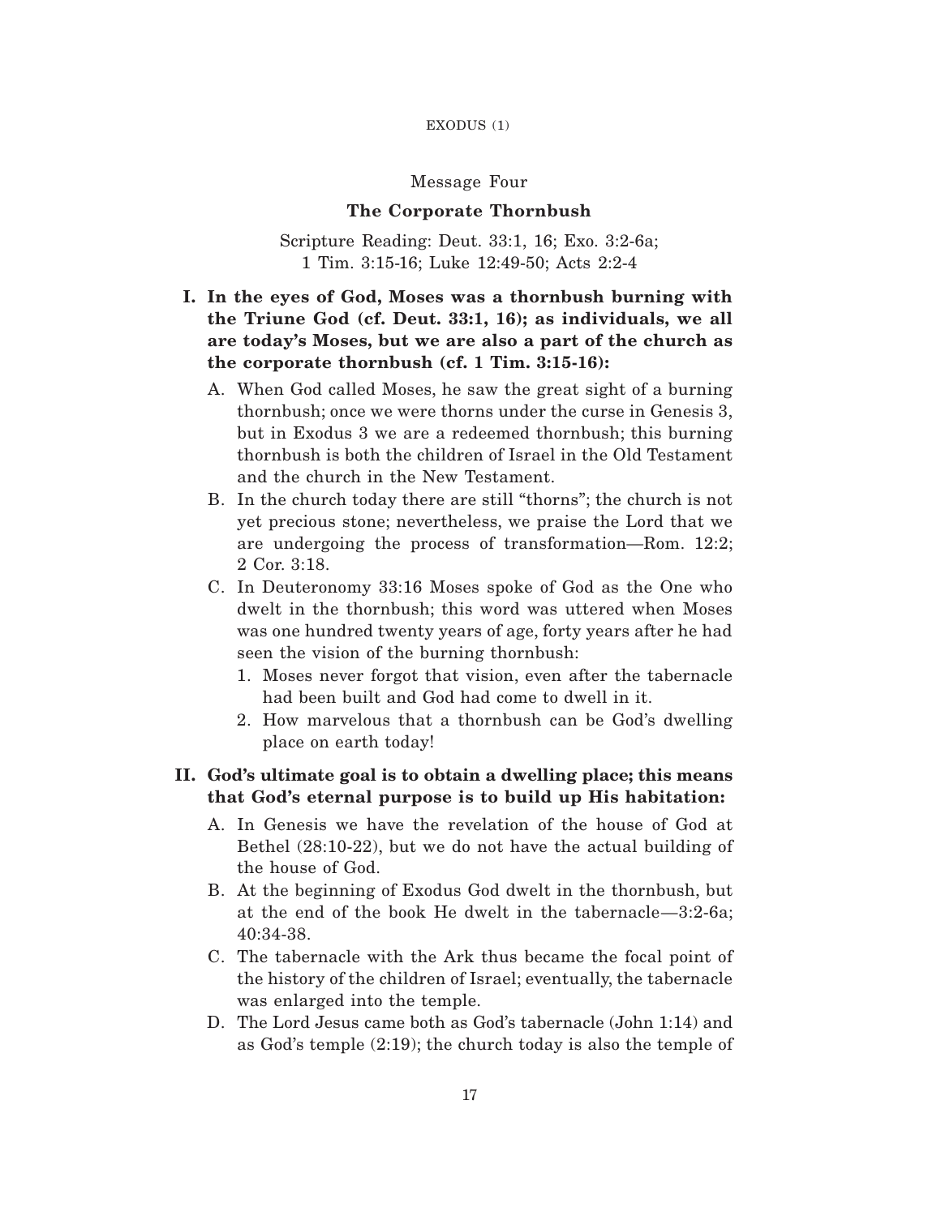## Message Four

### The Corporate Thornbush

Scripture Reading: Deut. 33:1, 16; Exo. 3:2-6a; 1 Tim. 3:15-16; Luke 12:49-50; Acts 2:2-4

**I. In the eyes of God, Moses was a thornbush burning with the Triune God (cf. Deut. 33:1, 16); as individuals, we all are today's Moses, but we are also a part of the church as the corporate thornbush (cf. 1 Tim. 3:15-16):**

A. When God called Moses, he saw the great sight of a burning thornbush; once we were thorns under the curse in Genesis 3, but in Exodus 3 we are a redeemed thornbush; this burning thornbush is both the children of Israel in the Old Testament and the church in the New Testament.

B. In the church today there are still "thorns"; the church is not yet precious stone; nevertheless, we praise the Lord that we are undergoing the process of transformation—Rom. 12:2; 2 Cor. 3:18.

C. In Deuteronomy 33:16 Moses spoke of God as the One who dwelt in the thornbush; this word was uttered when Moses was one hundred twenty years of age, forty years after he had seen the vision of the burning thornbush:

1. Moses never forgot that vision, even after the tabernacle had been built and God had come to dwell in it.
2. How marvelous that a thornbush can be God's dwelling place on earth today!

**II. God's ultimate goal is to obtain a dwelling place; this means that God's eternal purpose is to build up His habitation:**

A. In Genesis we have the revelation of the house of God at Bethel (28:10-22), but we do not have the actual building of the house of God.

B. At the beginning of Exodus God dwelt in the thornbush, but at the end of the book He dwelt in the tabernacle—3:2-6a; 40:34-38.

C. The tabernacle with the Ark thus became the focal point of the history of the children of Israel; eventually, the tabernacle was enlarged into the temple.

D. The Lord Jesus came both as God's tabernacle (John 1:14) and as God's temple (2:19); the church today is also the temple of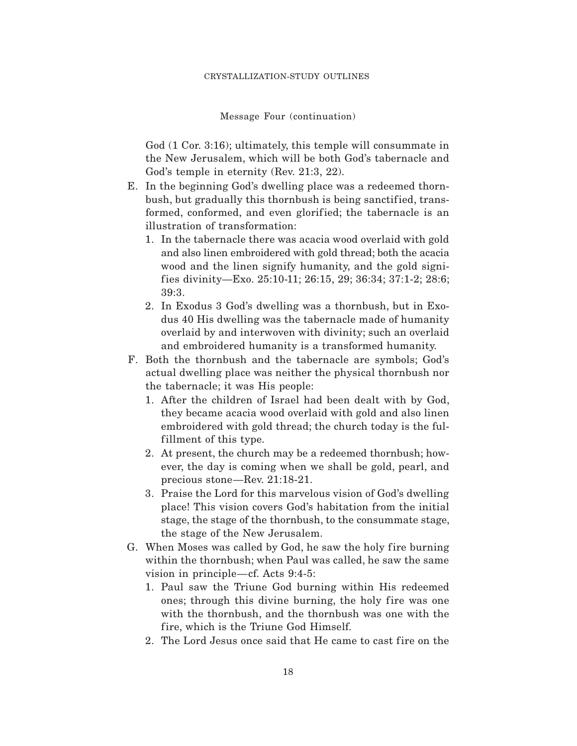Message Four (continuation)

God (1 Cor. 3:16); ultimately, this temple will consummate in the New Jerusalem, which will be both God's tabernacle and God's temple in eternity (Rev. 21:3, 22).

E. In the beginning God's dwelling place was a redeemed thornbush, but gradually this thornbush is being sanctified, transformed, conformed, and even glorified; the tabernacle is an illustration of transformation:
   1. In the tabernacle there was acacia wood overlaid with gold and also linen embroidered with gold thread; both the acacia wood and the linen signify humanity, and the gold signifies divinity—Exo. 25:10-11; 26:15, 29; 36:34; 37:1-2; 28:6; 39:3.
   2. In Exodus 3 God's dwelling was a thornbush, but in Exodus 40 His dwelling was the tabernacle made of humanity overlaid by and interwoven with divinity; such an overlaid and embroidered humanity is a transformed humanity.

F. Both the thornbush and the tabernacle are symbols; God's actual dwelling place was neither the physical thornbush nor the tabernacle; it was His people:
   1. After the children of Israel had been dealt with by God, they became acacia wood overlaid with gold and also linen embroidered with gold thread; the church today is the fulfillment of this type.
   2. At present, the church may be a redeemed thornbush; however, the day is coming when we shall be gold, pearl, and precious stone—Rev. 21:18-21.
   3. Praise the Lord for this marvelous vision of God's dwelling place! This vision covers God's habitation from the initial stage, the stage of the thornbush, to the consummate stage, the stage of the New Jerusalem.

G. When Moses was called by God, he saw the holy fire burning within the thornbush; when Paul was called, he saw the same vision in principle—cf. Acts 9:4-5:
   1. Paul saw the Triune God burning within His redeemed ones; through this divine burning, the holy fire was one with the thornbush, and the thornbush was one with the fire, which is the Triune God Himself.
   2. The Lord Jesus once said that He came to cast fire on the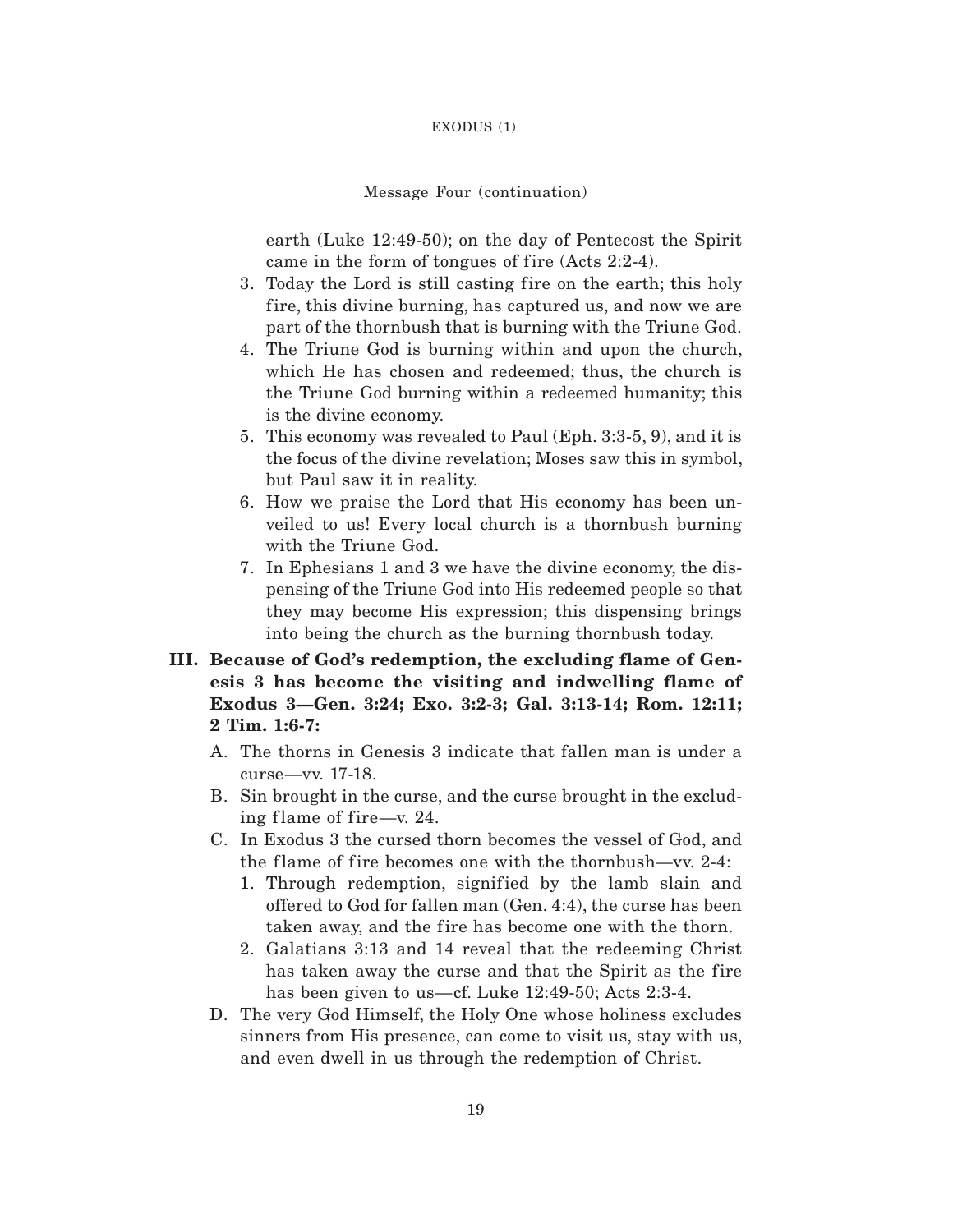earth (Luke 12:49-50); on the day of Pentecost the Spirit came in the form of tongues of fire (Acts 2:2-4).

3. Today the Lord is still casting fire on the earth; this holy fire, this divine burning, has captured us, and now we are part of the thornbush that is burning with the Triune God.
4. The Triune God is burning within and upon the church, which He has chosen and redeemed; thus, the church is the Triune God burning within a redeemed humanity; this is the divine economy.
5. This economy was revealed to Paul (Eph. 3:3-5, 9), and it is the focus of the divine revelation; Moses saw this in symbol, but Paul saw it in reality.
6. How we praise the Lord that His economy has been unveiled to us! Every local church is a thornbush burning with the Triune God.
7. In Ephesians 1 and 3 we have the divine economy, the dispensing of the Triune God into His redeemed people so that they may become His expression; this dispensing brings into being the church as the burning thornbush today.

**III. Because of God's redemption, the excluding flame of Genesis 3 has become the visiting and indwelling flame of Exodus 3—Gen. 3:24; Exo. 3:2-3; Gal. 3:13-14; Rom. 12:11; 2 Tim. 1:6-7:**

A. The thorns in Genesis 3 indicate that fallen man is under a curse—vv. 17-18.

B. Sin brought in the curse, and the curse brought in the excluding flame of fire—v. 24.

C. In Exodus 3 the cursed thorn becomes the vessel of God, and the flame of fire becomes one with the thornbush—vv. 2-4:

1. Through redemption, signified by the lamb slain and offered to God for fallen man (Gen. 4:4), the curse has been taken away, and the fire has become one with the thorn.
2. Galatians 3:13 and 14 reveal that the redeeming Christ has taken away the curse and that the Spirit as the fire has been given to us—cf. Luke 12:49-50; Acts 2:3-4.

D. The very God Himself, the Holy One whose holiness excludes sinners from His presence, can come to visit us, stay with us, and even dwell in us through the redemption of Christ.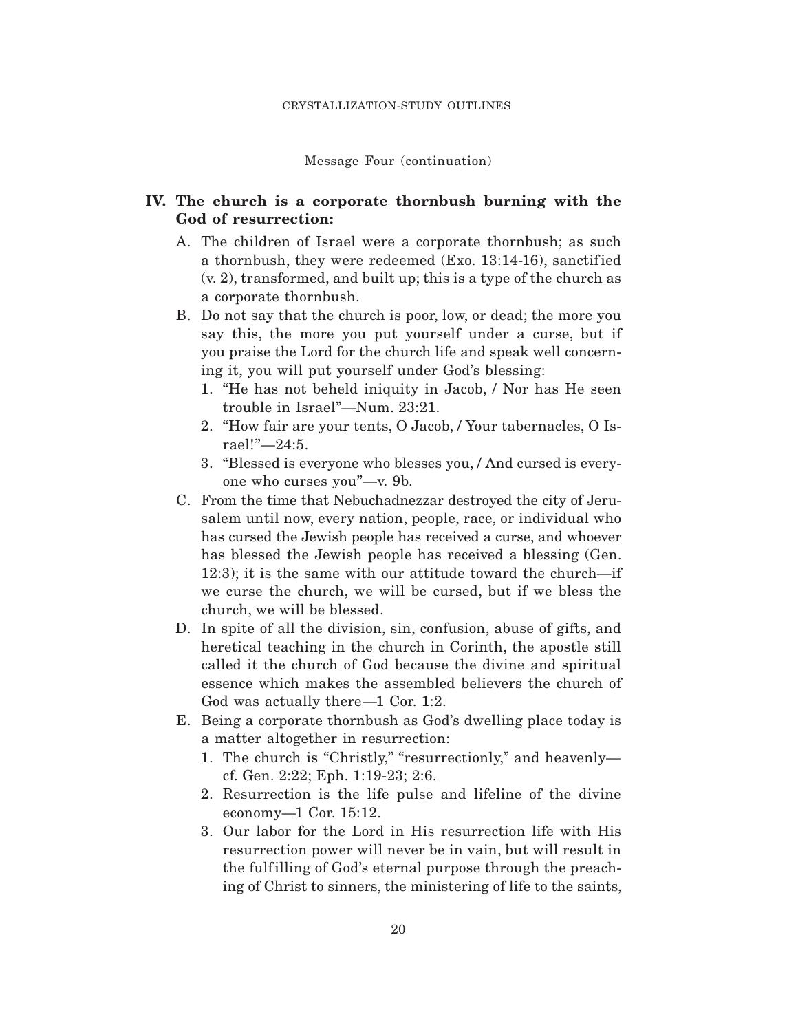Message Four (continuation)

## IV. The church is a corporate thornbush burning with the God of resurrection:

A. The children of Israel were a corporate thornbush; as such a thornbush, they were redeemed (Exo. 13:14-16), sanctified (v. 2), transformed, and built up; this is a type of the church as a corporate thornbush.

B. Do not say that the church is poor, low, or dead; the more you say this, the more you put yourself under a curse, but if you praise the Lord for the church life and speak well concerning it, you will put yourself under God's blessing:

   1. "He has not beheld iniquity in Jacob, / Nor has He seen trouble in Israel"—Num. 23:21.
   2. "How fair are your tents, O Jacob, / Your tabernacles, O Israel!"—24:5.
   3. "Blessed is everyone who blesses you, / And cursed is everyone who curses you"—v. 9b.

C. From the time that Nebuchadnezzar destroyed the city of Jerusalem until now, every nation, people, race, or individual who has cursed the Jewish people has received a curse, and whoever has blessed the Jewish people has received a blessing (Gen. 12:3); it is the same with our attitude toward the church—if we curse the church, we will be cursed, but if we bless the church, we will be blessed.

D. In spite of all the division, sin, confusion, abuse of gifts, and heretical teaching in the church in Corinth, the apostle still called it the church of God because the divine and spiritual essence which makes the assembled believers the church of God was actually there—1 Cor. 1:2.

E. Being a corporate thornbush as God's dwelling place today is a matter altogether in resurrection:

   1. The church is "Christly," "resurrectionly," and heavenly—cf. Gen. 2:22; Eph. 1:19-23; 2:6.
   2. Resurrection is the life pulse and lifeline of the divine economy—1 Cor. 15:12.
   3. Our labor for the Lord in His resurrection life with His resurrection power will never be in vain, but will result in the fulfilling of God's eternal purpose through the preaching of Christ to sinners, the ministering of life to the saints,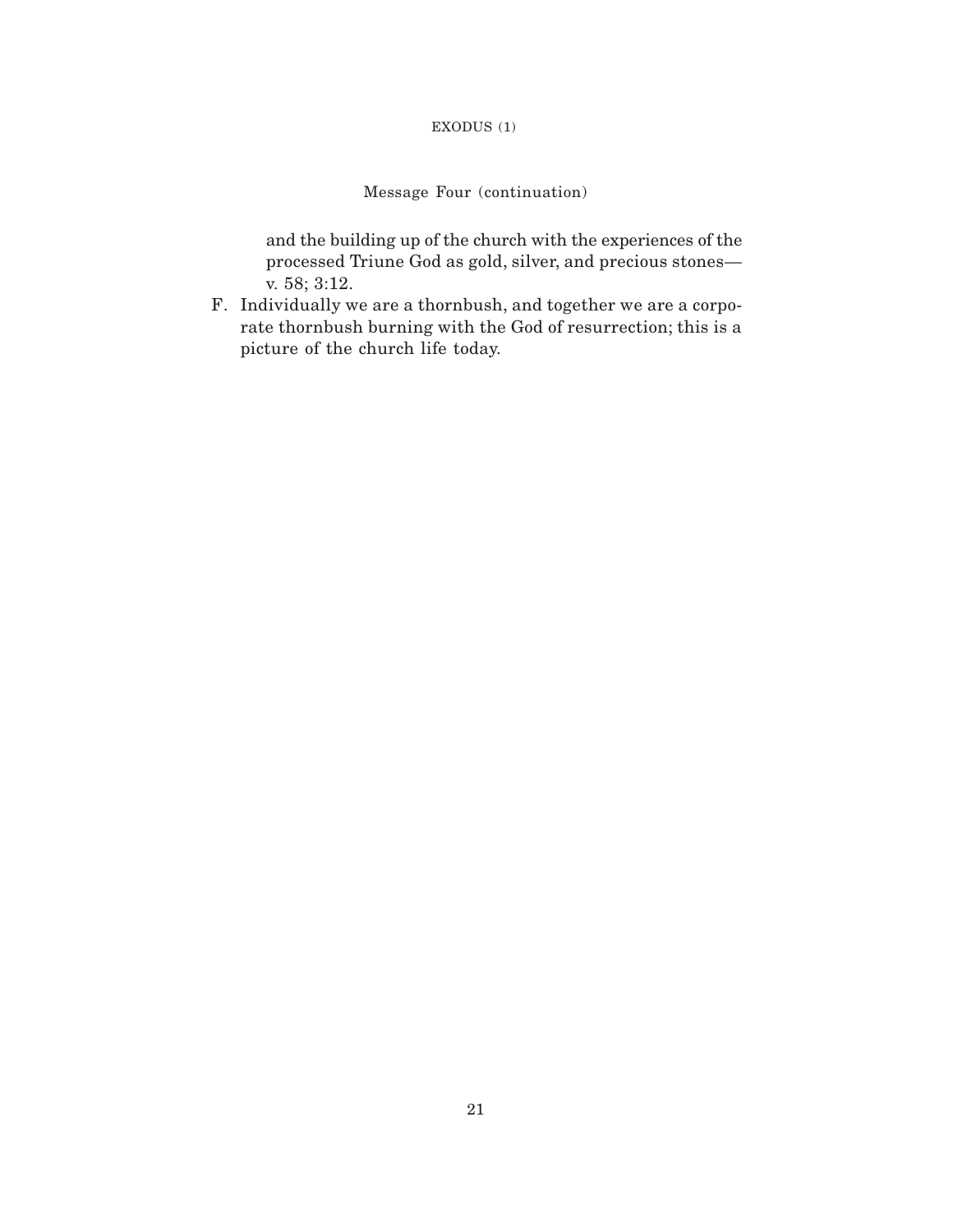Message Four (continuation)

and the building up of the church with the experiences of the processed Triune God as gold, silver, and precious stones—v. 58; 3:12.

F. Individually we are a thornbush, and together we are a corporate thornbush burning with the God of resurrection; this is a picture of the church life today.